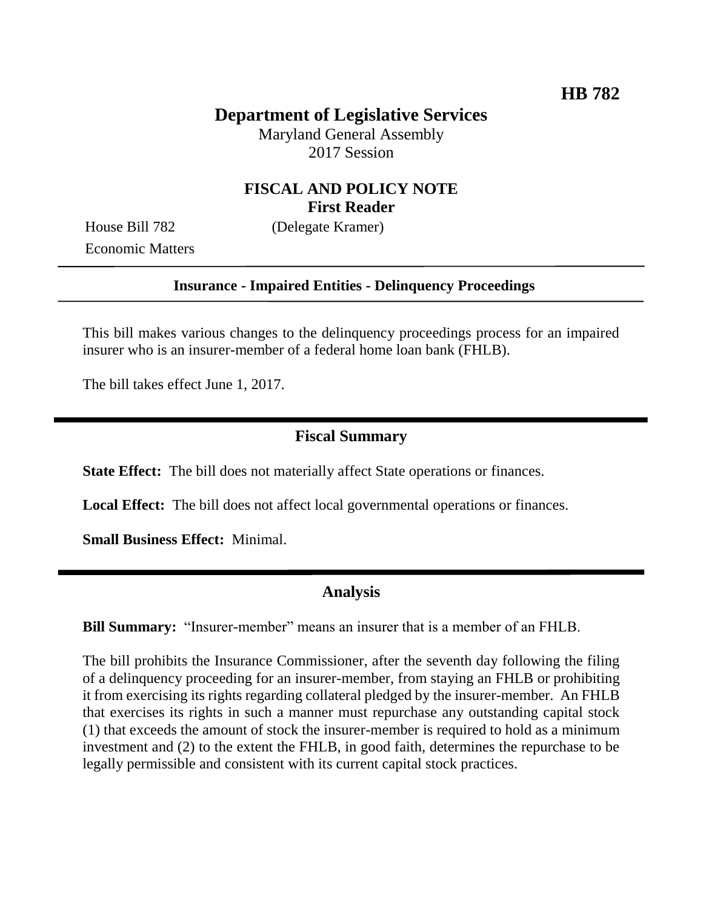**HB 782**

# Department of Legislative Services

Maryland General Assembly
2017 Session

## FISCAL AND POLICY NOTE
**First Reader**

House Bill 782 (Delegate Kramer)
Economic Matters

**Insurance - Impaired Entities - Delinquency Proceedings**

This bill makes various changes to the delinquency proceedings process for an impaired insurer who is an insurer-member of a federal home loan bank (FHLB).

The bill takes effect June 1, 2017.

## Fiscal Summary

**State Effect:** The bill does not materially affect State operations or finances.

**Local Effect:** The bill does not affect local governmental operations or finances.

**Small Business Effect:** Minimal.

## Analysis

**Bill Summary:** "Insurer-member" means an insurer that is a member of an FHLB.

The bill prohibits the Insurance Commissioner, after the seventh day following the filing of a delinquency proceeding for an insurer-member, from staying an FHLB or prohibiting it from exercising its rights regarding collateral pledged by the insurer-member. An FHLB that exercises its rights in such a manner must repurchase any outstanding capital stock (1) that exceeds the amount of stock the insurer-member is required to hold as a minimum investment and (2) to the extent the FHLB, in good faith, determines the repurchase to be legally permissible and consistent with its current capital stock practices.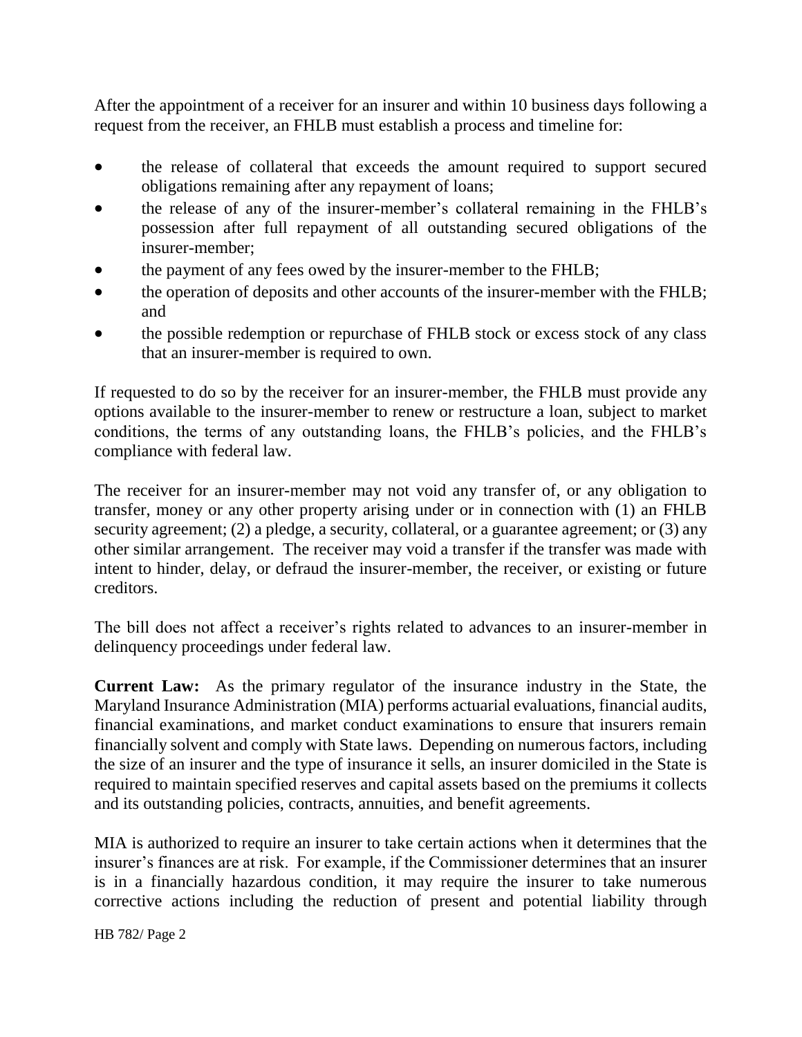After the appointment of a receiver for an insurer and within 10 business days following a request from the receiver, an FHLB must establish a process and timeline for:

- the release of collateral that exceeds the amount required to support secured obligations remaining after any repayment of loans;
- the release of any of the insurer-member's collateral remaining in the FHLB's possession after full repayment of all outstanding secured obligations of the insurer-member;
- the payment of any fees owed by the insurer-member to the FHLB;
- the operation of deposits and other accounts of the insurer-member with the FHLB; and
- the possible redemption or repurchase of FHLB stock or excess stock of any class that an insurer-member is required to own.

If requested to do so by the receiver for an insurer-member, the FHLB must provide any options available to the insurer-member to renew or restructure a loan, subject to market conditions, the terms of any outstanding loans, the FHLB's policies, and the FHLB's compliance with federal law.

The receiver for an insurer-member may not void any transfer of, or any obligation to transfer, money or any other property arising under or in connection with (1) an FHLB security agreement; (2) a pledge, a security, collateral, or a guarantee agreement; or (3) any other similar arrangement. The receiver may void a transfer if the transfer was made with intent to hinder, delay, or defraud the insurer-member, the receiver, or existing or future creditors.

The bill does not affect a receiver's rights related to advances to an insurer-member in delinquency proceedings under federal law.

**Current Law:** As the primary regulator of the insurance industry in the State, the Maryland Insurance Administration (MIA) performs actuarial evaluations, financial audits, financial examinations, and market conduct examinations to ensure that insurers remain financially solvent and comply with State laws. Depending on numerous factors, including the size of an insurer and the type of insurance it sells, an insurer domiciled in the State is required to maintain specified reserves and capital assets based on the premiums it collects and its outstanding policies, contracts, annuities, and benefit agreements.

MIA is authorized to require an insurer to take certain actions when it determines that the insurer's finances are at risk. For example, if the Commissioner determines that an insurer is in a financially hazardous condition, it may require the insurer to take numerous corrective actions including the reduction of present and potential liability through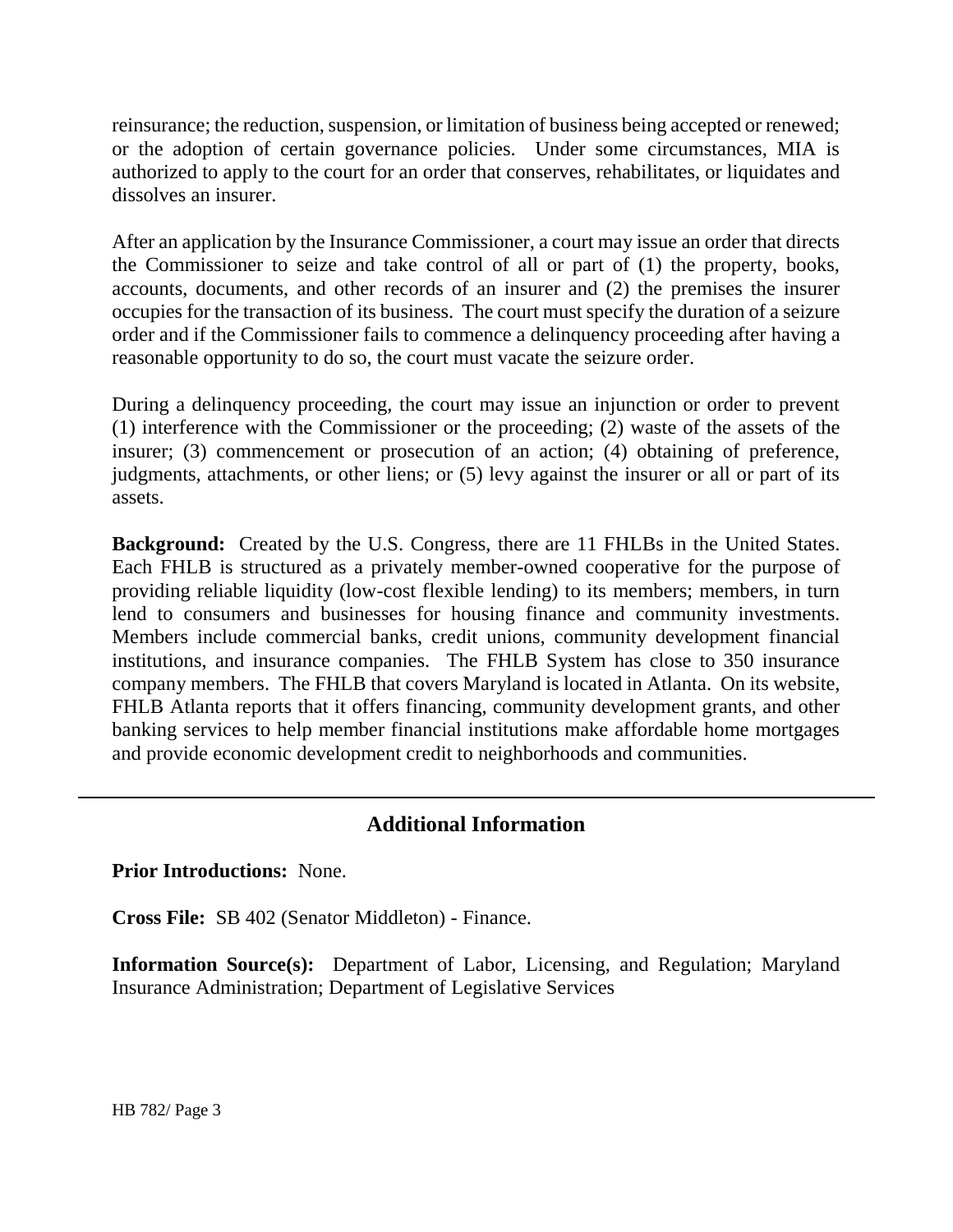reinsurance; the reduction, suspension, or limitation of business being accepted or renewed; or the adoption of certain governance policies. Under some circumstances, MIA is authorized to apply to the court for an order that conserves, rehabilitates, or liquidates and dissolves an insurer.

After an application by the Insurance Commissioner, a court may issue an order that directs the Commissioner to seize and take control of all or part of (1) the property, books, accounts, documents, and other records of an insurer and (2) the premises the insurer occupies for the transaction of its business. The court must specify the duration of a seizure order and if the Commissioner fails to commence a delinquency proceeding after having a reasonable opportunity to do so, the court must vacate the seizure order.

During a delinquency proceeding, the court may issue an injunction or order to prevent (1) interference with the Commissioner or the proceeding; (2) waste of the assets of the insurer; (3) commencement or prosecution of an action; (4) obtaining of preference, judgments, attachments, or other liens; or (5) levy against the insurer or all or part of its assets.

**Background:** Created by the U.S. Congress, there are 11 FHLBs in the United States. Each FHLB is structured as a privately member-owned cooperative for the purpose of providing reliable liquidity (low-cost flexible lending) to its members; members, in turn lend to consumers and businesses for housing finance and community investments. Members include commercial banks, credit unions, community development financial institutions, and insurance companies. The FHLB System has close to 350 insurance company members. The FHLB that covers Maryland is located in Atlanta. On its website, FHLB Atlanta reports that it offers financing, community development grants, and other banking services to help member financial institutions make affordable home mortgages and provide economic development credit to neighborhoods and communities.

---

## Additional Information

**Prior Introductions:** None.

**Cross File:** SB 402 (Senator Middleton) - Finance.

**Information Source(s):** Department of Labor, Licensing, and Regulation; Maryland Insurance Administration; Department of Legislative Services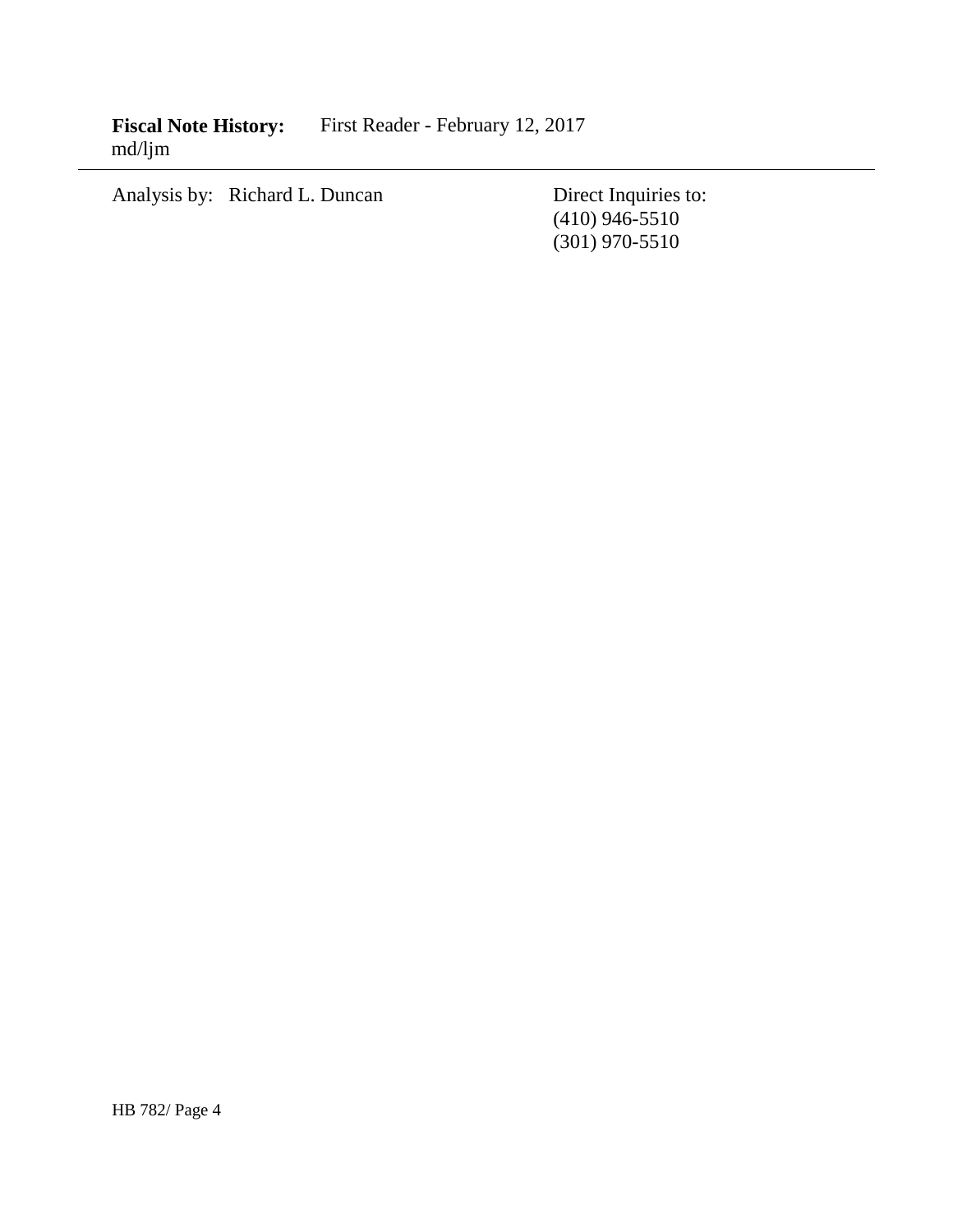**Fiscal Note History:** First Reader - February 12, 2017
md/ljm

---

Analysis by: Richard L. Duncan

Direct Inquiries to:
(410) 946-5510
(301) 970-5510